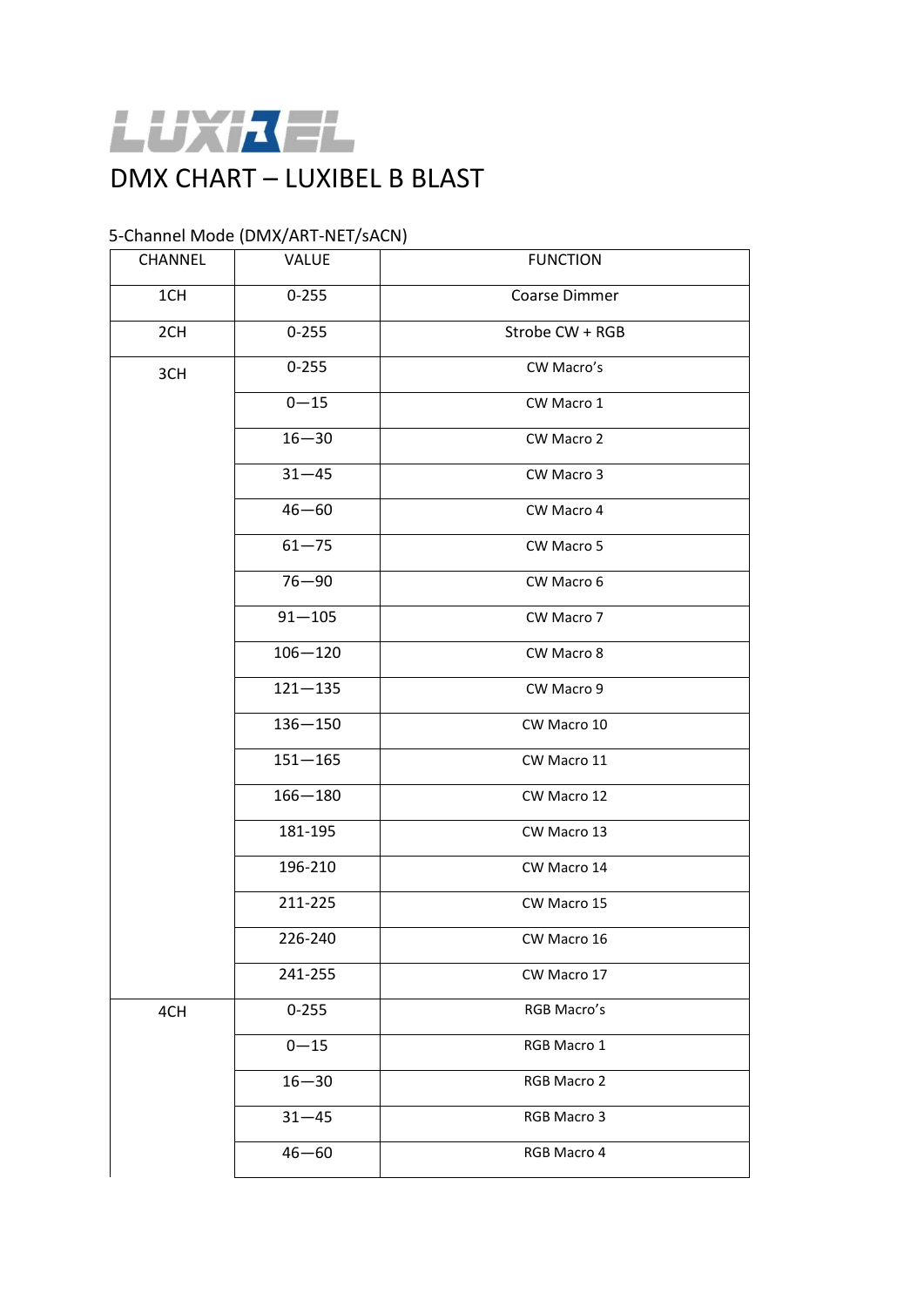LUXIBEL

# DMX CHART – LUXIBEL B BLAST

5-Channel Mode (DMX/ART-NET/sACN)

| CHANNEL | VALUE | FUNCTION |
| --- | --- | --- |
| 1CH | 0-255 | Coarse Dimmer |
| 2CH | 0-255 | Strobe CW + RGB |
| 3CH | 0-255 | CW Macro's |
| | 0—15 | CW Macro 1 |
| | 16—30 | CW Macro 2 |
| | 31—45 | CW Macro 3 |
| | 46—60 | CW Macro 4 |
| | 61—75 | CW Macro 5 |
| | 76—90 | CW Macro 6 |
| | 91—105 | CW Macro 7 |
| | 106—120 | CW Macro 8 |
| | 121—135 | CW Macro 9 |
| | 136—150 | CW Macro 10 |
| | 151—165 | CW Macro 11 |
| | 166—180 | CW Macro 12 |
| | 181-195 | CW Macro 13 |
| | 196-210 | CW Macro 14 |
| | 211-225 | CW Macro 15 |
| | 226-240 | CW Macro 16 |
| | 241-255 | CW Macro 17 |
| 4CH | 0-255 | RGB Macro's |
| | 0—15 | RGB Macro 1 |
| | 16—30 | RGB Macro 2 |
| | 31—45 | RGB Macro 3 |
| | 46—60 | RGB Macro 4 |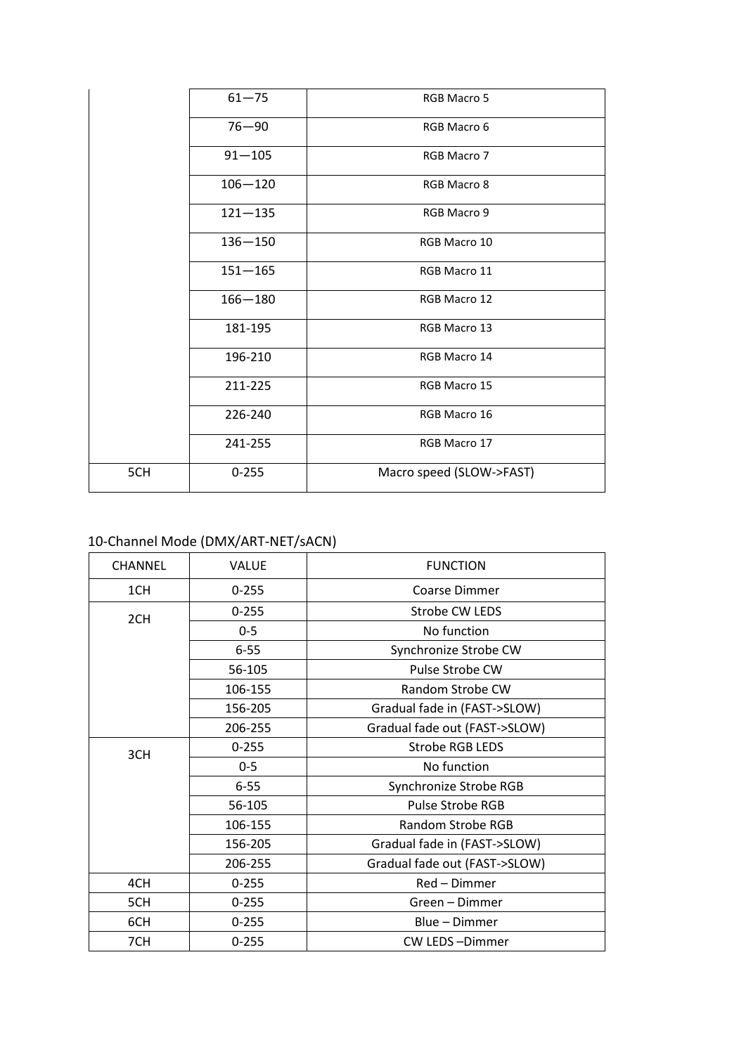| | | |
|---|---|---|
| | 61—75 | RGB Macro 5 |
| | 76—90 | RGB Macro 6 |
| | 91—105 | RGB Macro 7 |
| | 106—120 | RGB Macro 8 |
| | 121—135 | RGB Macro 9 |
| | 136—150 | RGB Macro 10 |
| | 151—165 | RGB Macro 11 |
| | 166—180 | RGB Macro 12 |
| | 181-195 | RGB Macro 13 |
| | 196-210 | RGB Macro 14 |
| | 211-225 | RGB Macro 15 |
| | 226-240 | RGB Macro 16 |
| | 241-255 | RGB Macro 17 |
| 5CH | 0-255 | Macro speed (SLOW->FAST) |

10-Channel Mode (DMX/ART-NET/sACN)

| CHANNEL | VALUE | FUNCTION |
|---|---|---|
| 1CH | 0-255 | Coarse Dimmer |
| 2CH | 0-255 | Strobe CW LEDS |
| | 0-5 | No function |
| | 6-55 | Synchronize Strobe CW |
| | 56-105 | Pulse Strobe CW |
| | 106-155 | Random Strobe CW |
| | 156-205 | Gradual fade in (FAST->SLOW) |
| | 206-255 | Gradual fade out (FAST->SLOW) |
| 3CH | 0-255 | Strobe RGB LEDS |
| | 0-5 | No function |
| | 6-55 | Synchronize Strobe RGB |
| | 56-105 | Pulse Strobe RGB |
| | 106-155 | Random Strobe RGB |
| | 156-205 | Gradual fade in (FAST->SLOW) |
| | 206-255 | Gradual fade out (FAST->SLOW) |
| 4CH | 0-255 | Red – Dimmer |
| 5CH | 0-255 | Green – Dimmer |
| 6CH | 0-255 | Blue – Dimmer |
| 7CH | 0-255 | CW LEDS –Dimmer |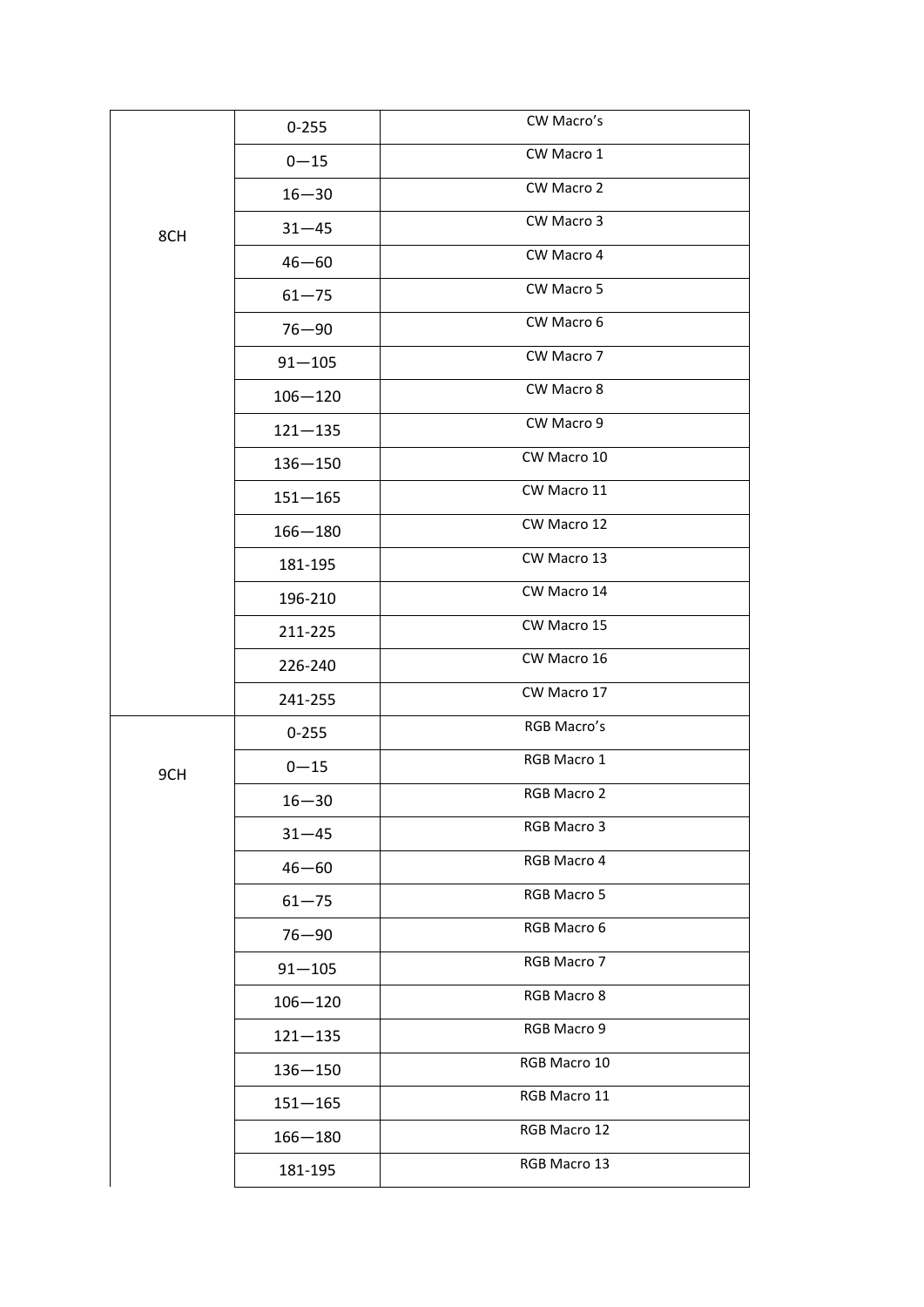| | | |
|---|---|---|
| 8CH | 0-255 | CW Macro’s |
| | 0—15 | CW Macro 1 |
| | 16—30 | CW Macro 2 |
| | 31—45 | CW Macro 3 |
| | 46—60 | CW Macro 4 |
| | 61—75 | CW Macro 5 |
| | 76—90 | CW Macro 6 |
| | 91—105 | CW Macro 7 |
| | 106—120 | CW Macro 8 |
| | 121—135 | CW Macro 9 |
| | 136—150 | CW Macro 10 |
| | 151—165 | CW Macro 11 |
| | 166—180 | CW Macro 12 |
| | 181-195 | CW Macro 13 |
| | 196-210 | CW Macro 14 |
| | 211-225 | CW Macro 15 |
| | 226-240 | CW Macro 16 |
| | 241-255 | CW Macro 17 |
| 9CH | 0-255 | RGB Macro’s |
| | 0—15 | RGB Macro 1 |
| | 16—30 | RGB Macro 2 |
| | 31—45 | RGB Macro 3 |
| | 46—60 | RGB Macro 4 |
| | 61—75 | RGB Macro 5 |
| | 76—90 | RGB Macro 6 |
| | 91—105 | RGB Macro 7 |
| | 106—120 | RGB Macro 8 |
| | 121—135 | RGB Macro 9 |
| | 136—150 | RGB Macro 10 |
| | 151—165 | RGB Macro 11 |
| | 166—180 | RGB Macro 12 |
| | 181-195 | RGB Macro 13 |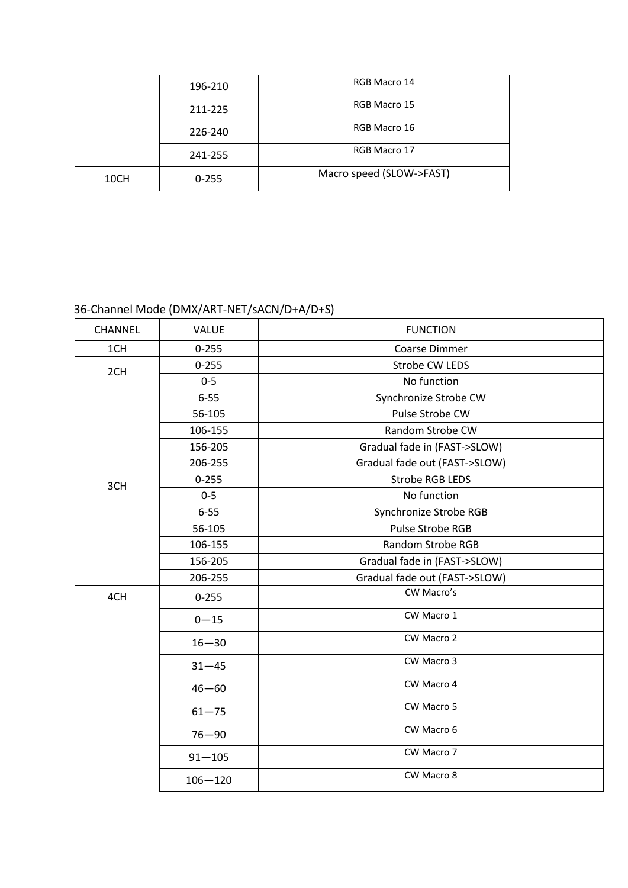| | | |
|---|---|---|
| | 196-210 | RGB Macro 14 |
| | 211-225 | RGB Macro 15 |
| | 226-240 | RGB Macro 16 |
| | 241-255 | RGB Macro 17 |
| 10CH | 0-255 | Macro speed (SLOW->FAST) |

36-Channel Mode (DMX/ART-NET/sACN/D+A/D+S)

| CHANNEL | VALUE | FUNCTION |
|---|---|---|
| 1CH | 0-255 | Coarse Dimmer |
| 2CH | 0-255 | Strobe CW LEDS |
| | 0-5 | No function |
| | 6-55 | Synchronize Strobe CW |
| | 56-105 | Pulse Strobe CW |
| | 106-155 | Random Strobe CW |
| | 156-205 | Gradual fade in (FAST->SLOW) |
| | 206-255 | Gradual fade out (FAST->SLOW) |
| 3CH | 0-255 | Strobe RGB LEDS |
| | 0-5 | No function |
| | 6-55 | Synchronize Strobe RGB |
| | 56-105 | Pulse Strobe RGB |
| | 106-155 | Random Strobe RGB |
| | 156-205 | Gradual fade in (FAST->SLOW) |
| | 206-255 | Gradual fade out (FAST->SLOW) |
| 4CH | 0-255 | CW Macro's |
| | 0—15 | CW Macro 1 |
| | 16—30 | CW Macro 2 |
| | 31—45 | CW Macro 3 |
| | 46—60 | CW Macro 4 |
| | 61—75 | CW Macro 5 |
| | 76—90 | CW Macro 6 |
| | 91—105 | CW Macro 7 |
| | 106—120 | CW Macro 8 |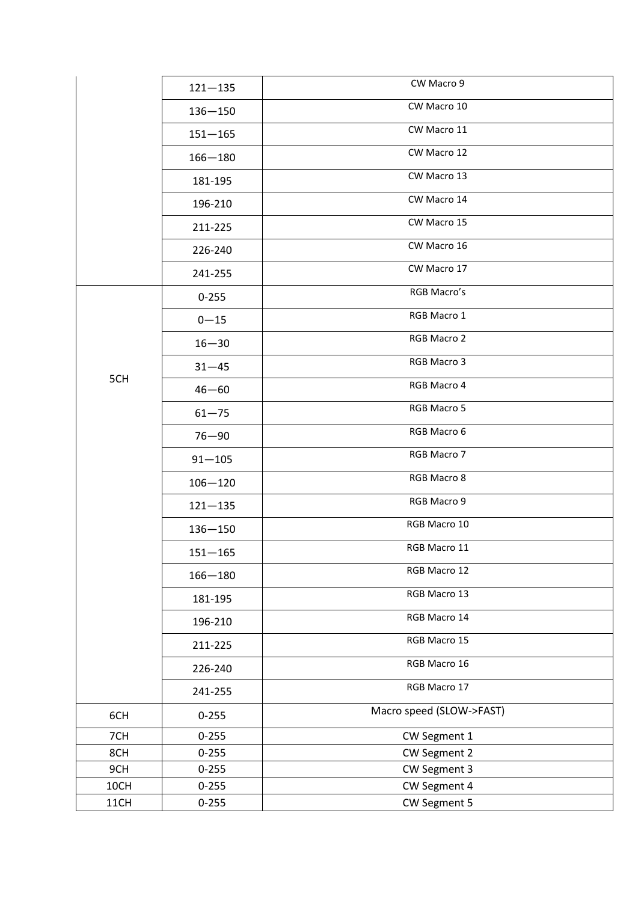| | | |
|---|---|---|
| | 121—135 | CW Macro 9 |
| | 136—150 | CW Macro 10 |
| | 151—165 | CW Macro 11 |
| | 166—180 | CW Macro 12 |
| | 181-195 | CW Macro 13 |
| | 196-210 | CW Macro 14 |
| | 211-225 | CW Macro 15 |
| | 226-240 | CW Macro 16 |
| | 241-255 | CW Macro 17 |
| 5CH | 0-255 | RGB Macro's |
| | 0—15 | RGB Macro 1 |
| | 16—30 | RGB Macro 2 |
| | 31—45 | RGB Macro 3 |
| | 46—60 | RGB Macro 4 |
| | 61—75 | RGB Macro 5 |
| | 76—90 | RGB Macro 6 |
| | 91—105 | RGB Macro 7 |
| | 106—120 | RGB Macro 8 |
| | 121—135 | RGB Macro 9 |
| | 136—150 | RGB Macro 10 |
| | 151—165 | RGB Macro 11 |
| | 166—180 | RGB Macro 12 |
| | 181-195 | RGB Macro 13 |
| | 196-210 | RGB Macro 14 |
| | 211-225 | RGB Macro 15 |
| | 226-240 | RGB Macro 16 |
| | 241-255 | RGB Macro 17 |
| 6CH | 0-255 | Macro speed (SLOW->FAST) |
| 7CH | 0-255 | CW Segment 1 |
| 8CH | 0-255 | CW Segment 2 |
| 9CH | 0-255 | CW Segment 3 |
| 10CH | 0-255 | CW Segment 4 |
| 11CH | 0-255 | CW Segment 5 |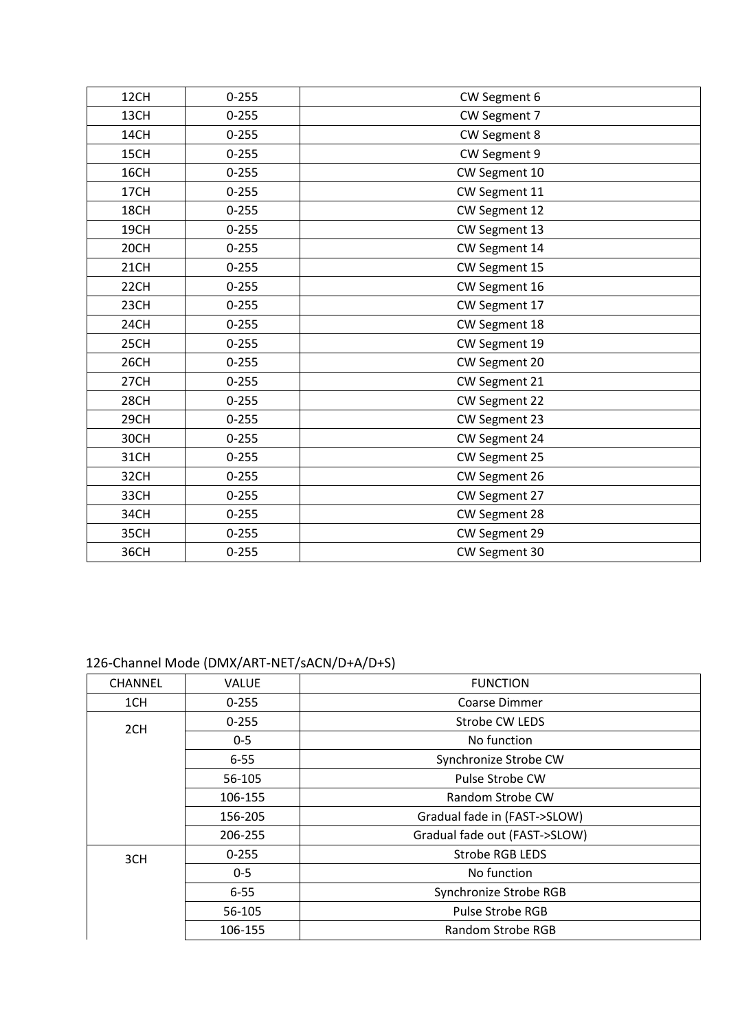| | | |
|---|---|---|
| 12CH | 0-255 | CW Segment 6 |
| 13CH | 0-255 | CW Segment 7 |
| 14CH | 0-255 | CW Segment 8 |
| 15CH | 0-255 | CW Segment 9 |
| 16CH | 0-255 | CW Segment 10 |
| 17CH | 0-255 | CW Segment 11 |
| 18CH | 0-255 | CW Segment 12 |
| 19CH | 0-255 | CW Segment 13 |
| 20CH | 0-255 | CW Segment 14 |
| 21CH | 0-255 | CW Segment 15 |
| 22CH | 0-255 | CW Segment 16 |
| 23CH | 0-255 | CW Segment 17 |
| 24CH | 0-255 | CW Segment 18 |
| 25CH | 0-255 | CW Segment 19 |
| 26CH | 0-255 | CW Segment 20 |
| 27CH | 0-255 | CW Segment 21 |
| 28CH | 0-255 | CW Segment 22 |
| 29CH | 0-255 | CW Segment 23 |
| 30CH | 0-255 | CW Segment 24 |
| 31CH | 0-255 | CW Segment 25 |
| 32CH | 0-255 | CW Segment 26 |
| 33CH | 0-255 | CW Segment 27 |
| 34CH | 0-255 | CW Segment 28 |
| 35CH | 0-255 | CW Segment 29 |
| 36CH | 0-255 | CW Segment 30 |

126-Channel Mode (DMX/ART-NET/sACN/D+A/D+S)

| CHANNEL | VALUE | FUNCTION |
|---|---|---|
| 1CH | 0-255 | Coarse Dimmer |
| 2CH | 0-255 | Strobe CW LEDS |
| | 0-5 | No function |
| | 6-55 | Synchronize Strobe CW |
| | 56-105 | Pulse Strobe CW |
| | 106-155 | Random Strobe CW |
| | 156-205 | Gradual fade in (FAST->SLOW) |
| | 206-255 | Gradual fade out (FAST->SLOW) |
| 3CH | 0-255 | Strobe RGB LEDS |
| | 0-5 | No function |
| | 6-55 | Synchronize Strobe RGB |
| | 56-105 | Pulse Strobe RGB |
| | 106-155 | Random Strobe RGB |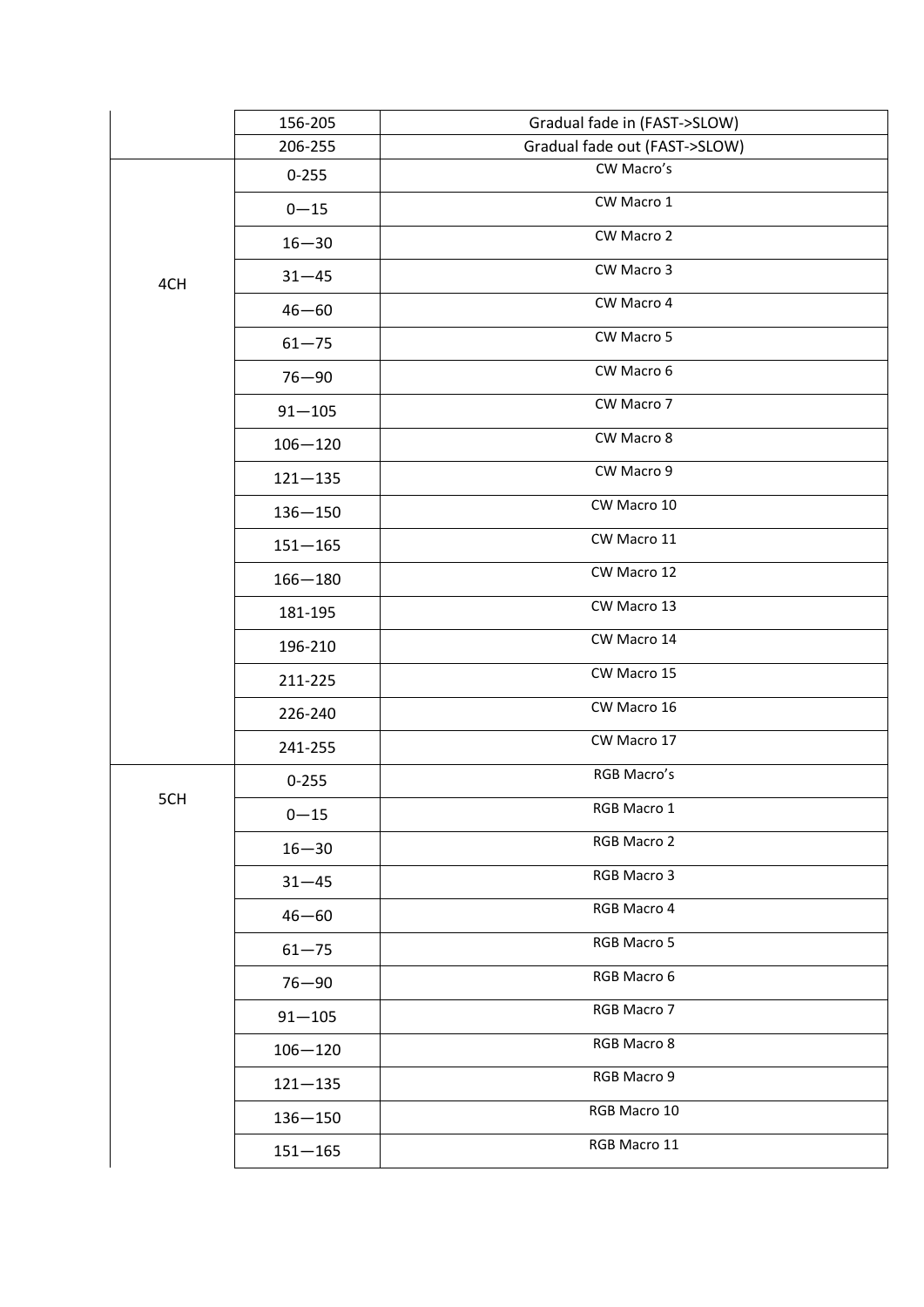| | | |
|---|---|---|
| | 156-205 | Gradual fade in (FAST->SLOW) |
| | 206-255 | Gradual fade out (FAST->SLOW) |
| 4CH | 0-255 | CW Macro's |
| | 0—15 | CW Macro 1 |
| | 16—30 | CW Macro 2 |
| | 31—45 | CW Macro 3 |
| | 46—60 | CW Macro 4 |
| | 61—75 | CW Macro 5 |
| | 76—90 | CW Macro 6 |
| | 91—105 | CW Macro 7 |
| | 106—120 | CW Macro 8 |
| | 121—135 | CW Macro 9 |
| | 136—150 | CW Macro 10 |
| | 151—165 | CW Macro 11 |
| | 166—180 | CW Macro 12 |
| | 181-195 | CW Macro 13 |
| | 196-210 | CW Macro 14 |
| | 211-225 | CW Macro 15 |
| | 226-240 | CW Macro 16 |
| | 241-255 | CW Macro 17 |
| 5CH | 0-255 | RGB Macro's |
| | 0—15 | RGB Macro 1 |
| | 16—30 | RGB Macro 2 |
| | 31—45 | RGB Macro 3 |
| | 46—60 | RGB Macro 4 |
| | 61—75 | RGB Macro 5 |
| | 76—90 | RGB Macro 6 |
| | 91—105 | RGB Macro 7 |
| | 106—120 | RGB Macro 8 |
| | 121—135 | RGB Macro 9 |
| | 136—150 | RGB Macro 10 |
| | 151—165 | RGB Macro 11 |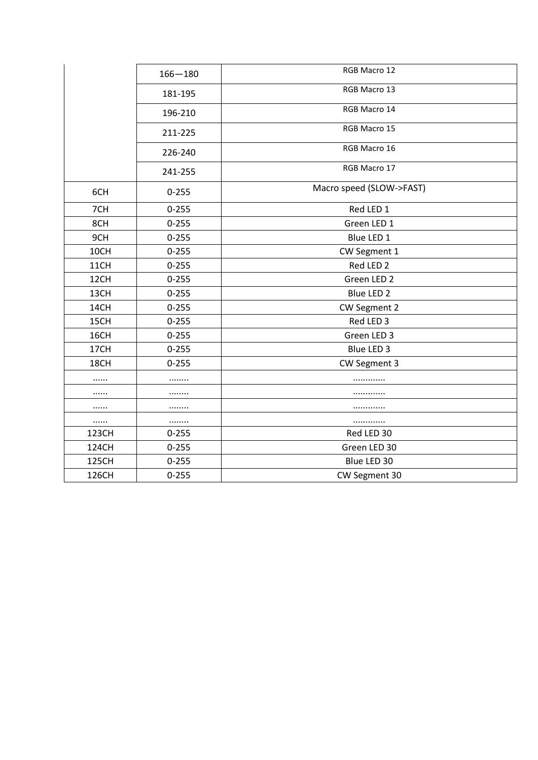| | | |
|---|---|---|
| | 166—180 | RGB Macro 12 |
| | 181-195 | RGB Macro 13 |
| | 196-210 | RGB Macro 14 |
| | 211-225 | RGB Macro 15 |
| | 226-240 | RGB Macro 16 |
| | 241-255 | RGB Macro 17 |
| 6CH | 0-255 | Macro speed (SLOW->FAST) |
| 7CH | 0-255 | Red LED 1 |
| 8CH | 0-255 | Green LED 1 |
| 9CH | 0-255 | Blue LED 1 |
| 10CH | 0-255 | CW Segment 1 |
| 11CH | 0-255 | Red LED 2 |
| 12CH | 0-255 | Green LED 2 |
| 13CH | 0-255 | Blue LED 2 |
| 14CH | 0-255 | CW Segment 2 |
| 15CH | 0-255 | Red LED 3 |
| 16CH | 0-255 | Green LED 3 |
| 17CH | 0-255 | Blue LED 3 |
| 18CH | 0-255 | CW Segment 3 |
| ...... | ........ | ............ |
| ...... | ........ | ............ |
| ...... | ........ | ............ |
| ...... | ........ | ............ |
| 123CH | 0-255 | Red LED 30 |
| 124CH | 0-255 | Green LED 30 |
| 125CH | 0-255 | Blue LED 30 |
| 126CH | 0-255 | CW Segment 30 |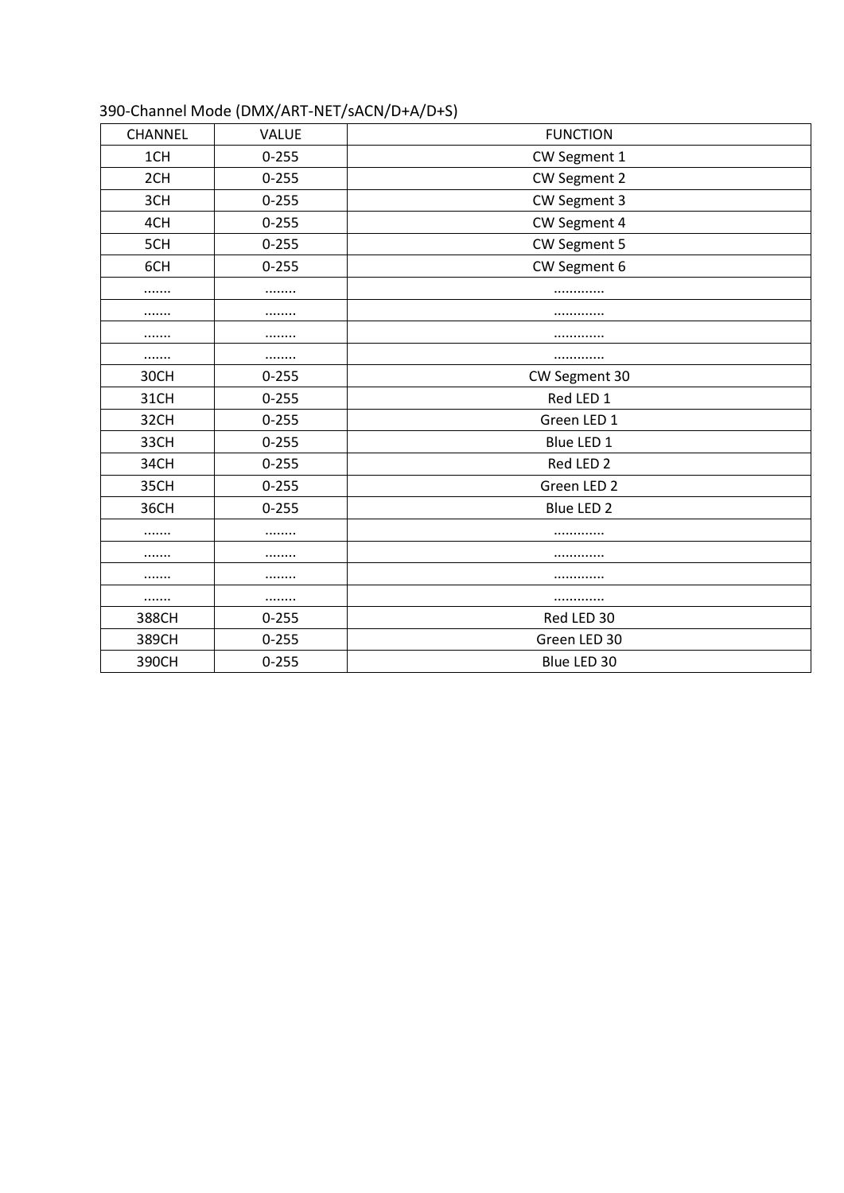390-Channel Mode (DMX/ART-NET/sACN/D+A/D+S)

| CHANNEL | VALUE | FUNCTION |
|---|---|---|
| 1CH | 0-255 | CW Segment 1 |
| 2CH | 0-255 | CW Segment 2 |
| 3CH | 0-255 | CW Segment 3 |
| 4CH | 0-255 | CW Segment 4 |
| 5CH | 0-255 | CW Segment 5 |
| 6CH | 0-255 | CW Segment 6 |
| ....... | ........ | ............ |
| ....... | ........ | ............ |
| ....... | ........ | ............ |
| ....... | ........ | ............ |
| 30CH | 0-255 | CW Segment 30 |
| 31CH | 0-255 | Red LED 1 |
| 32CH | 0-255 | Green LED 1 |
| 33CH | 0-255 | Blue LED 1 |
| 34CH | 0-255 | Red LED 2 |
| 35CH | 0-255 | Green LED 2 |
| 36CH | 0-255 | Blue LED 2 |
| ....... | ........ | ............ |
| ....... | ........ | ............ |
| ....... | ........ | ............ |
| ....... | ........ | ............ |
| 388CH | 0-255 | Red LED 30 |
| 389CH | 0-255 | Green LED 30 |
| 390CH | 0-255 | Blue LED 30 |